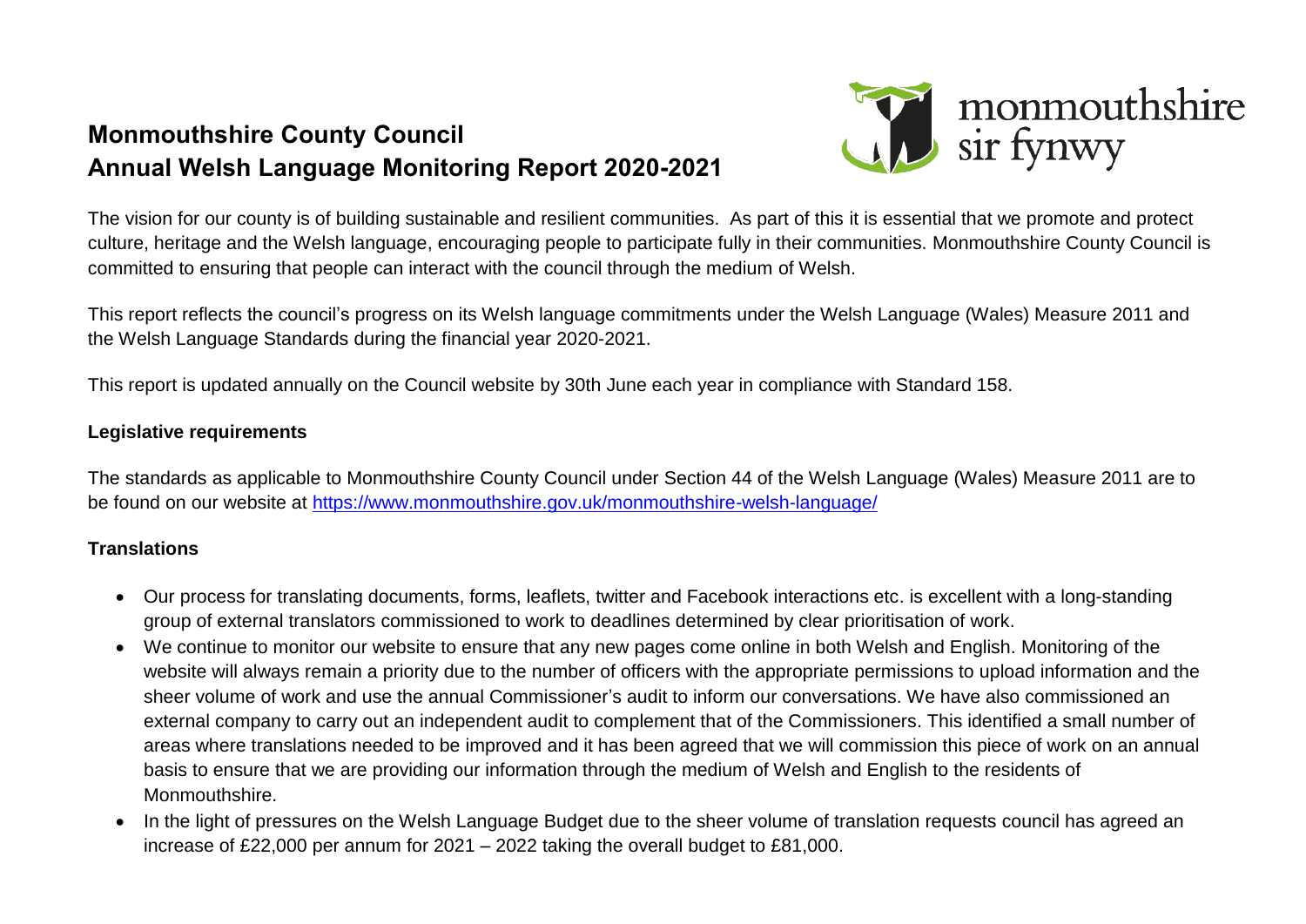# Monmouthshire County Council
# Annual Welsh Language Monitoring Report 2020-2021

The vision for our county is of building sustainable and resilient communities. As part of this it is essential that we promote and protect culture, heritage and the Welsh language, encouraging people to participate fully in their communities. Monmouthshire County Council is committed to ensuring that people can interact with the council through the medium of Welsh.

This report reflects the council's progress on its Welsh language commitments under the Welsh Language (Wales) Measure 2011 and the Welsh Language Standards during the financial year 2020-2021.

This report is updated annually on the Council website by 30th June each year in compliance with Standard 158.

**Legislative requirements**

The standards as applicable to Monmouthshire County Council under Section 44 of the Welsh Language (Wales) Measure 2011 are to be found on our website at https://www.monmouthshire.gov.uk/monmouthshire-welsh-language/

**Translations**

- Our process for translating documents, forms, leaflets, twitter and Facebook interactions etc. is excellent with a long-standing group of external translators commissioned to work to deadlines determined by clear prioritisation of work.
- We continue to monitor our website to ensure that any new pages come online in both Welsh and English. Monitoring of the website will always remain a priority due to the number of officers with the appropriate permissions to upload information and the sheer volume of work and use the annual Commissioner's audit to inform our conversations. We have also commissioned an external company to carry out an independent audit to complement that of the Commissioners. This identified a small number of areas where translations needed to be improved and it has been agreed that we will commission this piece of work on an annual basis to ensure that we are providing our information through the medium of Welsh and English to the residents of Monmouthshire.
- In the light of pressures on the Welsh Language Budget due to the sheer volume of translation requests council has agreed an increase of £22,000 per annum for 2021 – 2022 taking the overall budget to £81,000.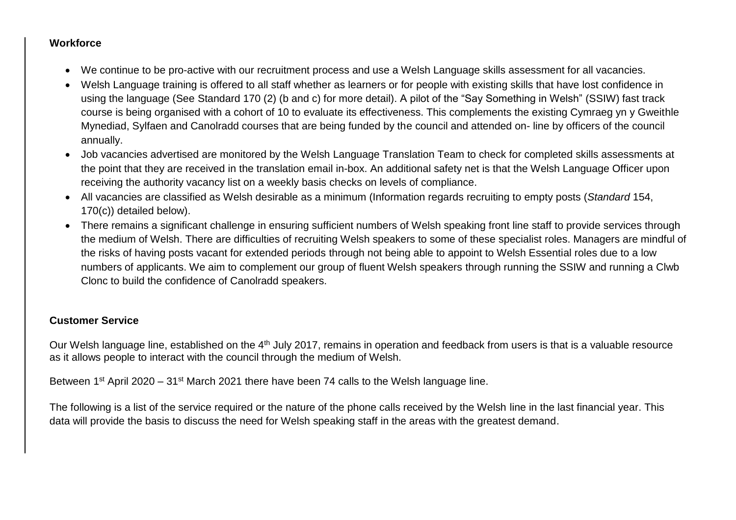**Workforce**

- We continue to be pro-active with our recruitment process and use a Welsh Language skills assessment for all vacancies.
- Welsh Language training is offered to all staff whether as learners or for people with existing skills that have lost confidence in using the language (See Standard 170 (2) (b and c) for more detail). A pilot of the "Say Something in Welsh" (SSIW) fast track course is being organised with a cohort of 10 to evaluate its effectiveness. This complements the existing Cymraeg yn y Gweithle Mynediad, Sylfaen and Canolradd courses that are being funded by the council and attended on- line by officers of the council annually.
- Job vacancies advertised are monitored by the Welsh Language Translation Team to check for completed skills assessments at the point that they are received in the translation email in-box. An additional safety net is that the Welsh Language Officer upon receiving the authority vacancy list on a weekly basis checks on levels of compliance.
- All vacancies are classified as Welsh desirable as a minimum (Information regards recruiting to empty posts (*Standard* 154, 170(c)) detailed below).
- There remains a significant challenge in ensuring sufficient numbers of Welsh speaking front line staff to provide services through the medium of Welsh. There are difficulties of recruiting Welsh speakers to some of these specialist roles. Managers are mindful of the risks of having posts vacant for extended periods through not being able to appoint to Welsh Essential roles due to a low numbers of applicants. We aim to complement our group of fluent Welsh speakers through running the SSIW and running a Clwb Clonc to build the confidence of Canolradd speakers.

**Customer Service**

Our Welsh language line, established on the 4th July 2017, remains in operation and feedback from users is that is a valuable resource as it allows people to interact with the council through the medium of Welsh.

Between 1st April 2020 – 31st March 2021 there have been 74 calls to the Welsh language line.

The following is a list of the service required or the nature of the phone calls received by the Welsh line in the last financial year. This data will provide the basis to discuss the need for Welsh speaking staff in the areas with the greatest demand.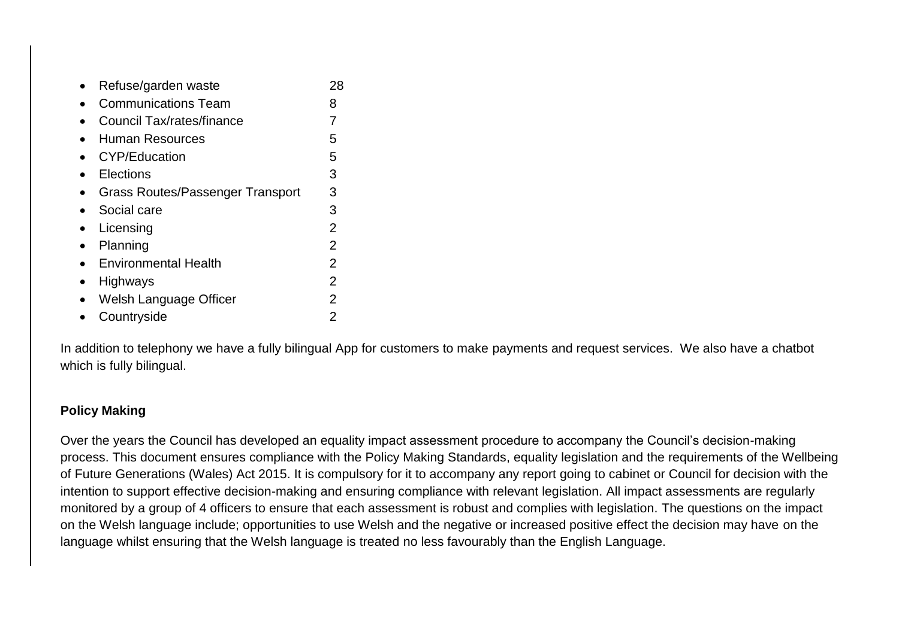- Refuse/garden waste 28
- Communications Team 8
- Council Tax/rates/finance 7
- Human Resources 5
- CYP/Education 5
- Elections 3
- Grass Routes/Passenger Transport 3
- Social care 3
- Licensing 2
- Planning 2
- Environmental Health 2
- Highways 2
- Welsh Language Officer 2
- Countryside 2

In addition to telephony we have a fully bilingual App for customers to make payments and request services. We also have a chatbot which is fully bilingual.

**Policy Making**

Over the years the Council has developed an equality impact assessment procedure to accompany the Council's decision-making process. This document ensures compliance with the Policy Making Standards, equality legislation and the requirements of the Wellbeing of Future Generations (Wales) Act 2015. It is compulsory for it to accompany any report going to cabinet or Council for decision with the intention to support effective decision-making and ensuring compliance with relevant legislation. All impact assessments are regularly monitored by a group of 4 officers to ensure that each assessment is robust and complies with legislation. The questions on the impact on the Welsh language include; opportunities to use Welsh and the negative or increased positive effect the decision may have on the language whilst ensuring that the Welsh language is treated no less favourably than the English Language.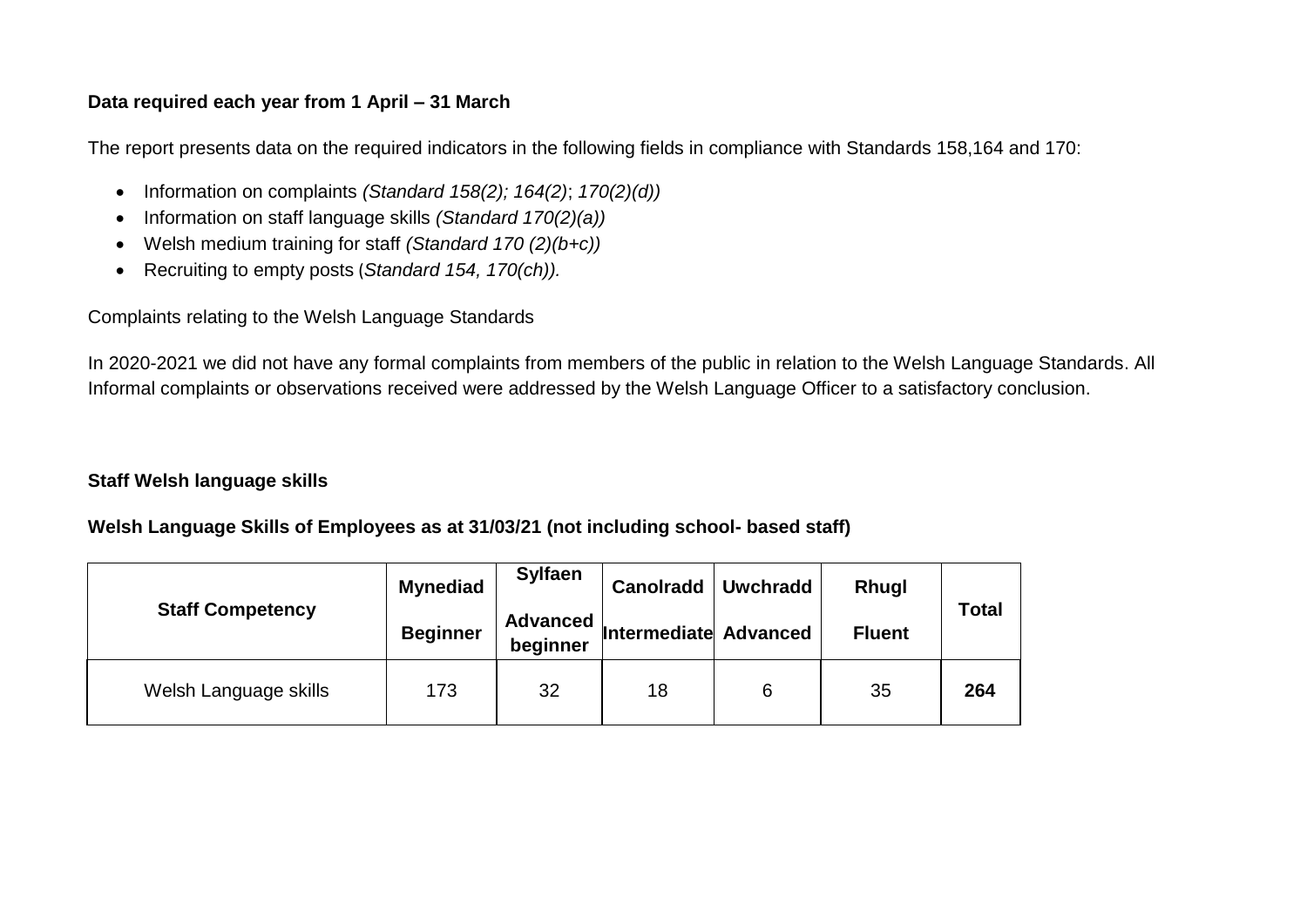**Data required each year from 1 April – 31 March**

The report presents data on the required indicators in the following fields in compliance with Standards 158,164 and 170:

- Information on complaints *(Standard 158(2); 164(2)*; *170(2)(d))*
- Information on staff language skills *(Standard 170(2)(a))*
- Welsh medium training for staff *(Standard 170 (2)(b+c))*
- Recruiting to empty posts (*Standard 154, 170(ch)).*

Complaints relating to the Welsh Language Standards

In 2020-2021 we did not have any formal complaints from members of the public in relation to the Welsh Language Standards. All Informal complaints or observations received were addressed by the Welsh Language Officer to a satisfactory conclusion.

**Staff Welsh language skills**

**Welsh Language Skills of Employees as at 31/03/21 (not including school- based staff)**

| **Staff Competency** | **Mynediad** **Beginner** | **Sylfaen** **Advanced beginner** | **Canolradd** **Intermediate** | **Uwchradd** **Advanced** | **Rhugl** **Fluent** | **Total** |
|---|---|---|---|---|---|---|
| Welsh Language skills | 173 | 32 | 18 | 6 | 35 | **264** |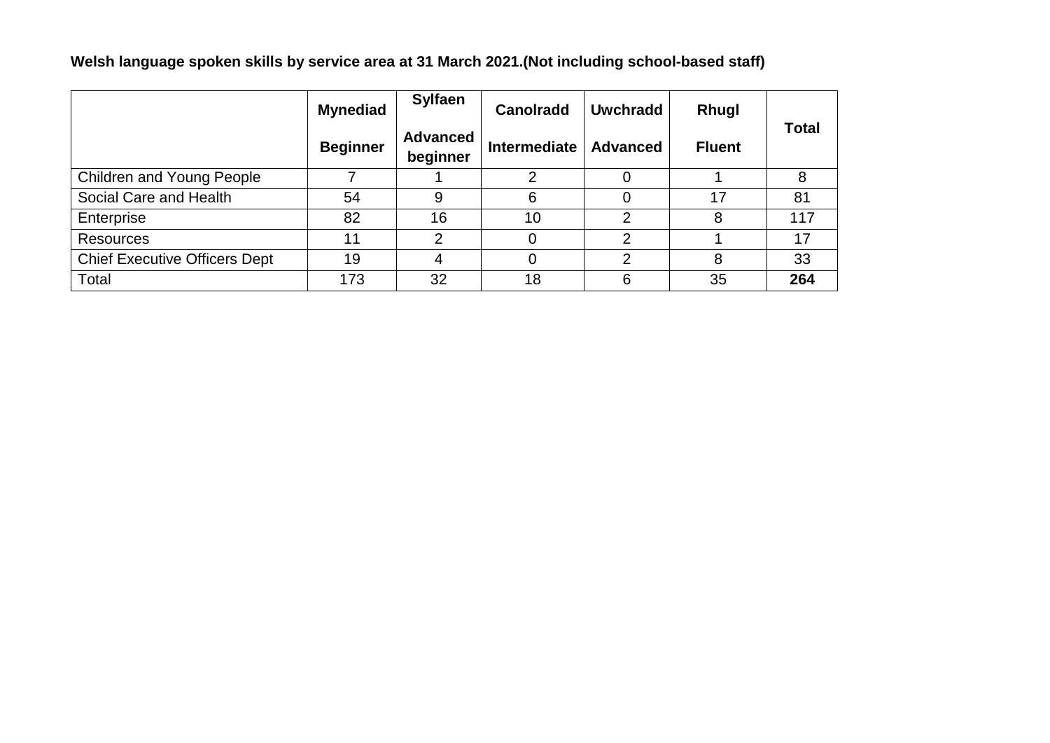**Welsh language spoken skills by service area at 31 March 2021.(Not including school-based staff)**

| | Mynediad<br><br>Beginner | Sylfaen<br><br>Advanced beginner | Canolradd<br><br>Intermediate | Uwchradd<br><br>Advanced | Rhugl<br><br>Fluent | Total |
|---|---|---|---|---|---|---|
| Children and Young People | 7 | 1 | 2 | 0 | 1 | 8 |
| Social Care and Health | 54 | 9 | 6 | 0 | 17 | 81 |
| Enterprise | 82 | 16 | 10 | 2 | 8 | 117 |
| Resources | 11 | 2 | 0 | 2 | 1 | 17 |
| Chief Executive Officers Dept | 19 | 4 | 0 | 2 | 8 | 33 |
| Total | 173 | 32 | 18 | 6 | 35 | **264** |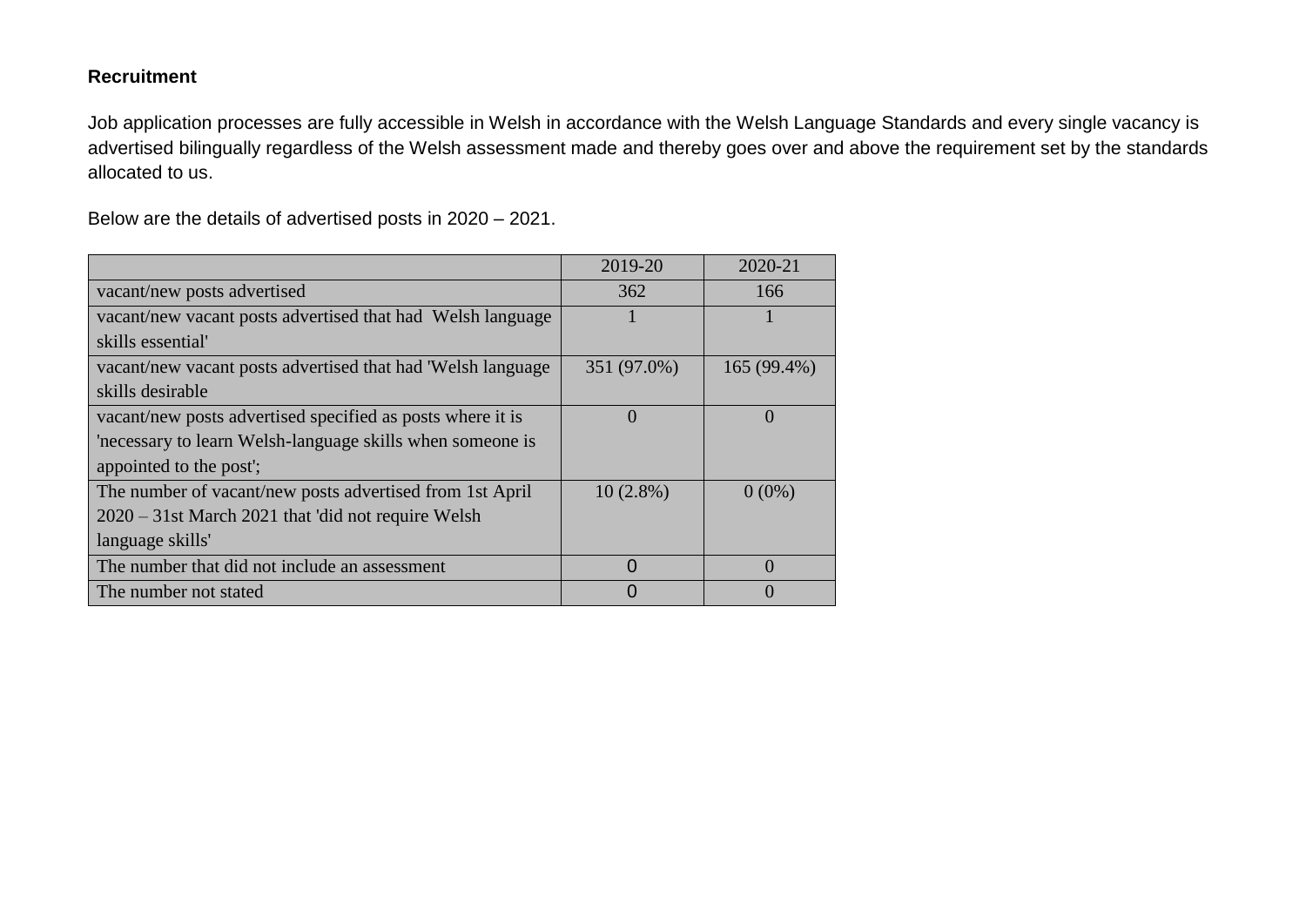**Recruitment**

Job application processes are fully accessible in Welsh in accordance with the Welsh Language Standards and every single vacancy is advertised bilingually regardless of the Welsh assessment made and thereby goes over and above the requirement set by the standards allocated to us.

Below are the details of advertised posts in 2020 – 2021.

| | 2019-20 | 2020-21 |
|---|---|---|
| vacant/new posts advertised | 362 | 166 |
| vacant/new vacant posts advertised that had Welsh language skills essential' | 1 | 1 |
| vacant/new vacant posts advertised that had 'Welsh language skills desirable | 351 (97.0%) | 165 (99.4%) |
| vacant/new posts advertised specified as posts where it is 'necessary to learn Welsh-language skills when someone is appointed to the post'; | 0 | 0 |
| The number of vacant/new posts advertised from 1st April 2020 – 31st March 2021 that 'did not require Welsh language skills' | 10 (2.8%) | 0 (0%) |
| The number that did not include an assessment | 0 | 0 |
| The number not stated | 0 | 0 |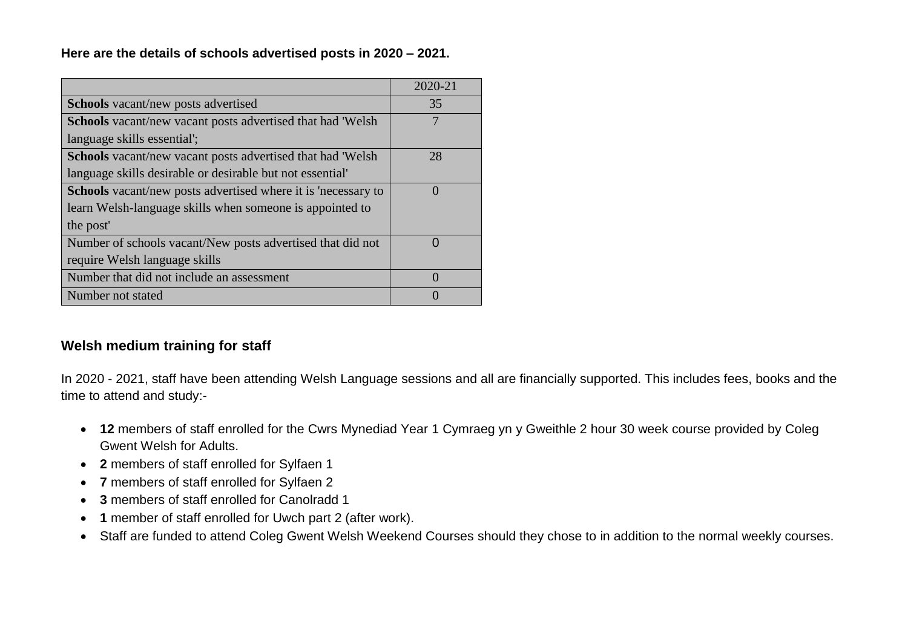**Here are the details of schools advertised posts in 2020 – 2021.**

| | 2020-21 |
|---|---|
| **Schools** vacant/new posts advertised | 35 |
| **Schools** vacant/new vacant posts advertised that had 'Welsh language skills essential'; | 7 |
| **Schools** vacant/new vacant posts advertised that had 'Welsh language skills desirable or desirable but not essential' | 28 |
| **Schools** vacant/new posts advertised where it is 'necessary to learn Welsh-language skills when someone is appointed to the post' | 0 |
| Number of schools vacant/New posts advertised that did not require Welsh language skills | 0 |
| Number that did not include an assessment | 0 |
| Number not stated | 0 |

## Welsh medium training for staff

In 2020 - 2021, staff have been attending Welsh Language sessions and all are financially supported. This includes fees, books and the time to attend and study:-

- **12** members of staff enrolled for the Cwrs Mynediad Year 1 Cymraeg yn y Gweithle 2 hour 30 week course provided by Coleg Gwent Welsh for Adults.
- **2** members of staff enrolled for Sylfaen 1
- **7** members of staff enrolled for Sylfaen 2
- **3** members of staff enrolled for Canolradd 1
- **1** member of staff enrolled for Uwch part 2 (after work).
- Staff are funded to attend Coleg Gwent Welsh Weekend Courses should they chose to in addition to the normal weekly courses.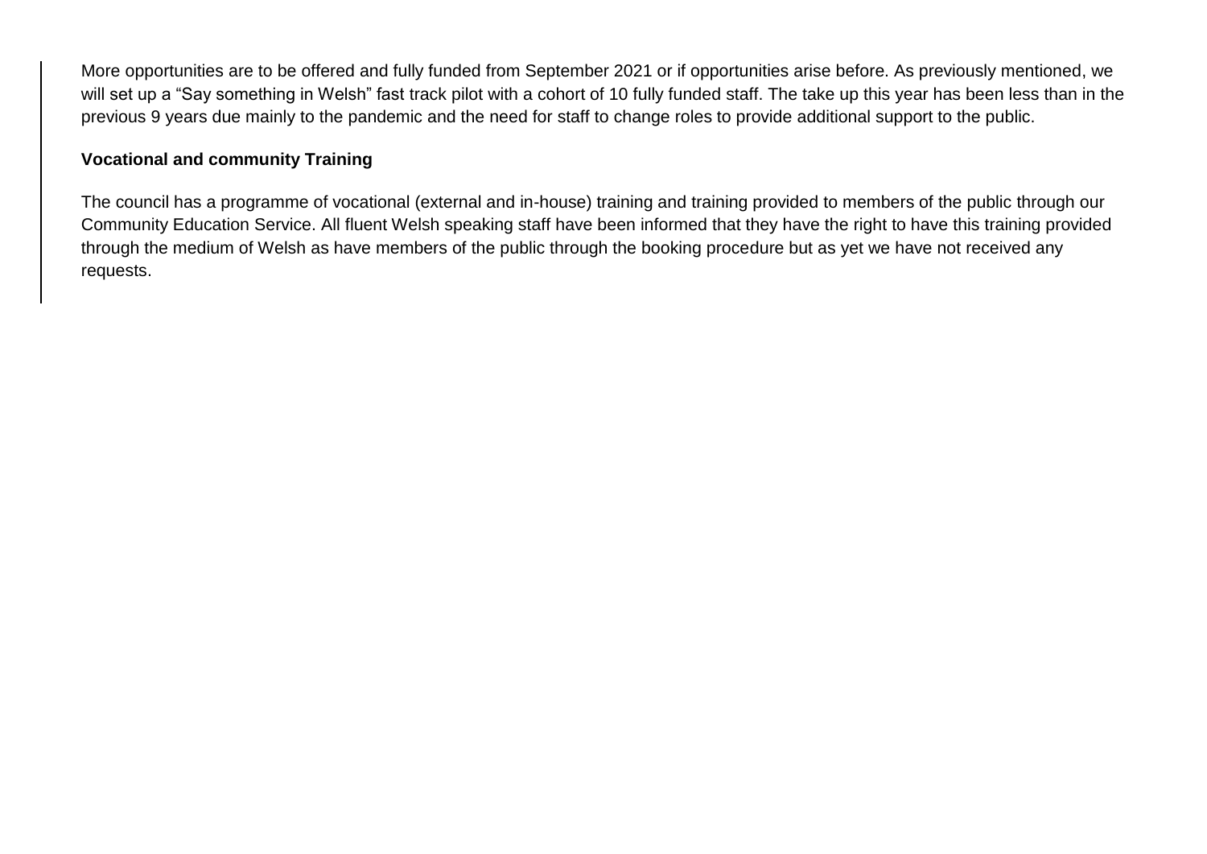More opportunities are to be offered and fully funded from September 2021 or if opportunities arise before. As previously mentioned, we will set up a "Say something in Welsh" fast track pilot with a cohort of 10 fully funded staff. The take up this year has been less than in the previous 9 years due mainly to the pandemic and the need for staff to change roles to provide additional support to the public.

**Vocational and community Training**

The council has a programme of vocational (external and in-house) training and training provided to members of the public through our Community Education Service. All fluent Welsh speaking staff have been informed that they have the right to have this training provided through the medium of Welsh as have members of the public through the booking procedure but as yet we have not received any requests.